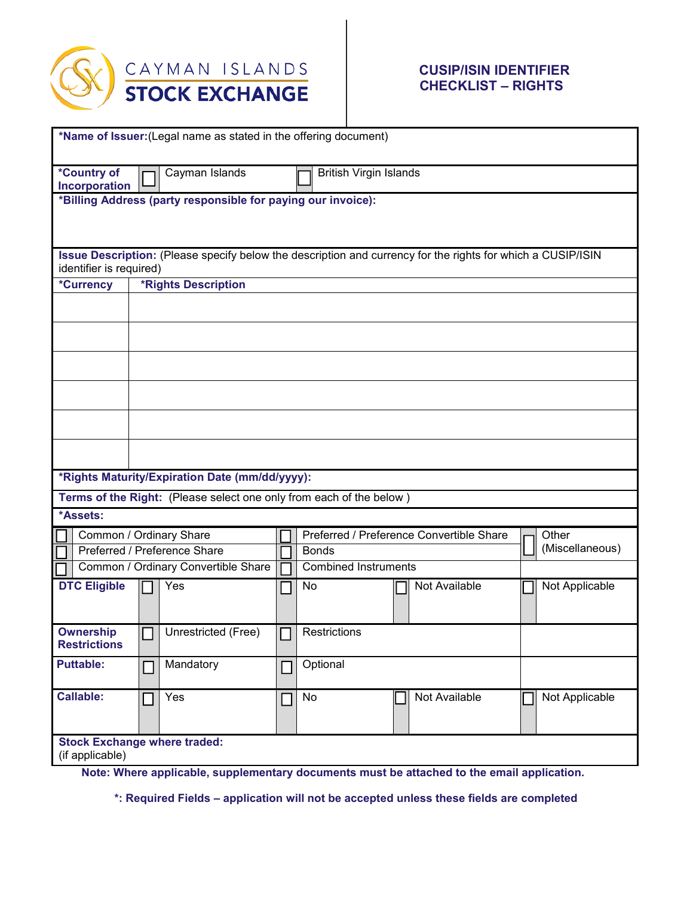CAYMAN ISLANDS STOCK EXCHANGE

# CUSIP/ISIN IDENTIFIER CHECKLIST – RIGHTS

**\*Name of Issuer:**(Legal name as stated in the offering document)

| | | | | |
|---|---|---|---|---|
| **\*Country of Incorporation** | ☐ | Cayman Islands | ☐ | British Virgin Islands |

**\*Billing Address (party responsible for paying our invoice):**

**Issue Description:** (Please specify below the description and currency for the rights for which a CUSIP/ISIN identifier is required)

| **\*Currency** | **\*Rights Description** |
|---|---|
| | |
| | |
| | |
| | |
| | |
| | |

**\*Rights Maturity/Expiration Date (mm/dd/yyyy):**

**Terms of the Right:** (Please select one only from each of the below )

**\*Assets:**

| | | | | | |
|---|---|---|---|---|---|
| ☐ | Common / Ordinary Share | ☐ | Preferred / Preference Convertible Share | ☐ | Other (Miscellaneous) |
| ☐ | Preferred / Preference Share | ☐ | Bonds | | |
| ☐ | Common / Ordinary Convertible Share | ☐ | Combined Instruments | | |

| | | | | | | | | |
|---|---|---|---|---|---|---|---|---|
| **DTC Eligible** | ☐ | Yes | ☐ | No | ☐ | Not Available | ☐ | Not Applicable |
| **Ownership Restrictions** | ☐ | Unrestricted (Free) | ☐ | Restrictions | | | | |
| **Puttable:** | ☐ | Mandatory | ☐ | Optional | | | | |
| **Callable:** | ☐ | Yes | ☐ | No | ☐ | Not Available | ☐ | Not Applicable |

**Stock Exchange where traded:**
(if applicable)

**Note: Where applicable, supplementary documents must be attached to the email application.**

**\*: Required Fields – application will not be accepted unless these fields are completed**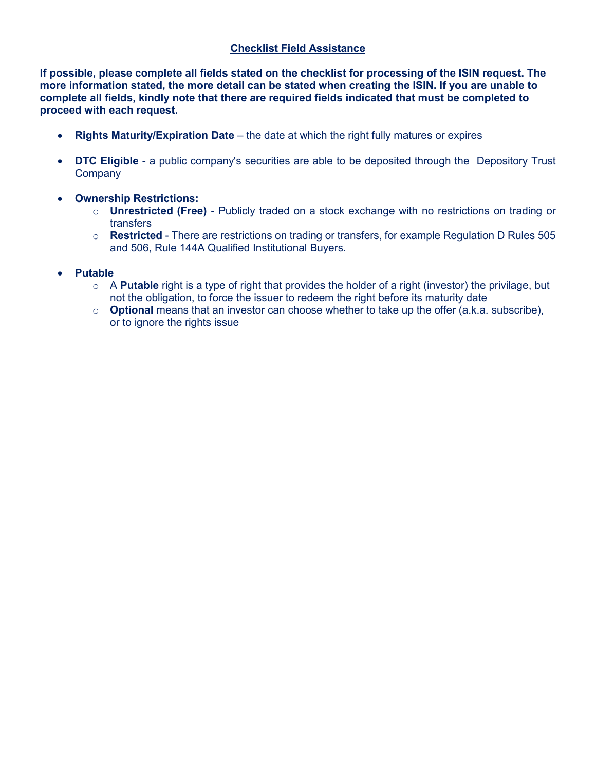## Checklist Field Assistance

**If possible, please complete all fields stated on the checklist for processing of the ISIN request. The more information stated, the more detail can be stated when creating the ISIN. If you are unable to complete all fields, kindly note that there are required fields indicated that must be completed to proceed with each request.**

- **Rights Maturity/Expiration Date** – the date at which the right fully matures or expires
- **DTC Eligible** - a public company's securities are able to be deposited through the Depository Trust Company
- **Ownership Restrictions:**
  - **Unrestricted (Free)** - Publicly traded on a stock exchange with no restrictions on trading or transfers
  - **Restricted** - There are restrictions on trading or transfers, for example Regulation D Rules 505 and 506, Rule 144A Qualified Institutional Buyers.
- **Putable**
  - A **Putable** right is a type of right that provides the holder of a right (investor) the privilage, but not the obligation, to force the issuer to redeem the right before its maturity date
  - **Optional** means that an investor can choose whether to take up the offer (a.k.a. subscribe), or to ignore the rights issue